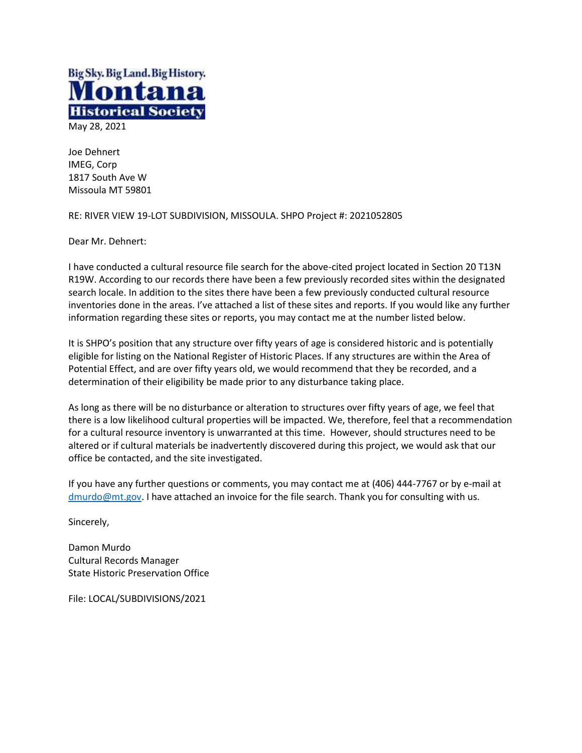Big Sky. Big Land. Big History.
**Montana**
**Historical Society**

May 28, 2021

Joe Dehnert
IMEG, Corp
1817 South Ave W
Missoula MT 59801

RE: RIVER VIEW 19-LOT SUBDIVISION, MISSOULA. SHPO Project #: 2021052805

Dear Mr. Dehnert:

I have conducted a cultural resource file search for the above-cited project located in Section 20 T13N R19W. According to our records there have been a few previously recorded sites within the designated search locale. In addition to the sites there have been a few previously conducted cultural resource inventories done in the areas. I've attached a list of these sites and reports. If you would like any further information regarding these sites or reports, you may contact me at the number listed below.

It is SHPO's position that any structure over fifty years of age is considered historic and is potentially eligible for listing on the National Register of Historic Places. If any structures are within the Area of Potential Effect, and are over fifty years old, we would recommend that they be recorded, and a determination of their eligibility be made prior to any disturbance taking place.

As long as there will be no disturbance or alteration to structures over fifty years of age, we feel that there is a low likelihood cultural properties will be impacted. We, therefore, feel that a recommendation for a cultural resource inventory is unwarranted at this time. However, should structures need to be altered or if cultural materials be inadvertently discovered during this project, we would ask that our office be contacted, and the site investigated.

If you have any further questions or comments, you may contact me at (406) 444-7767 or by e-mail at dmurdo@mt.gov. I have attached an invoice for the file search. Thank you for consulting with us.

Sincerely,

Damon Murdo
Cultural Records Manager
State Historic Preservation Office

File: LOCAL/SUBDIVISIONS/2021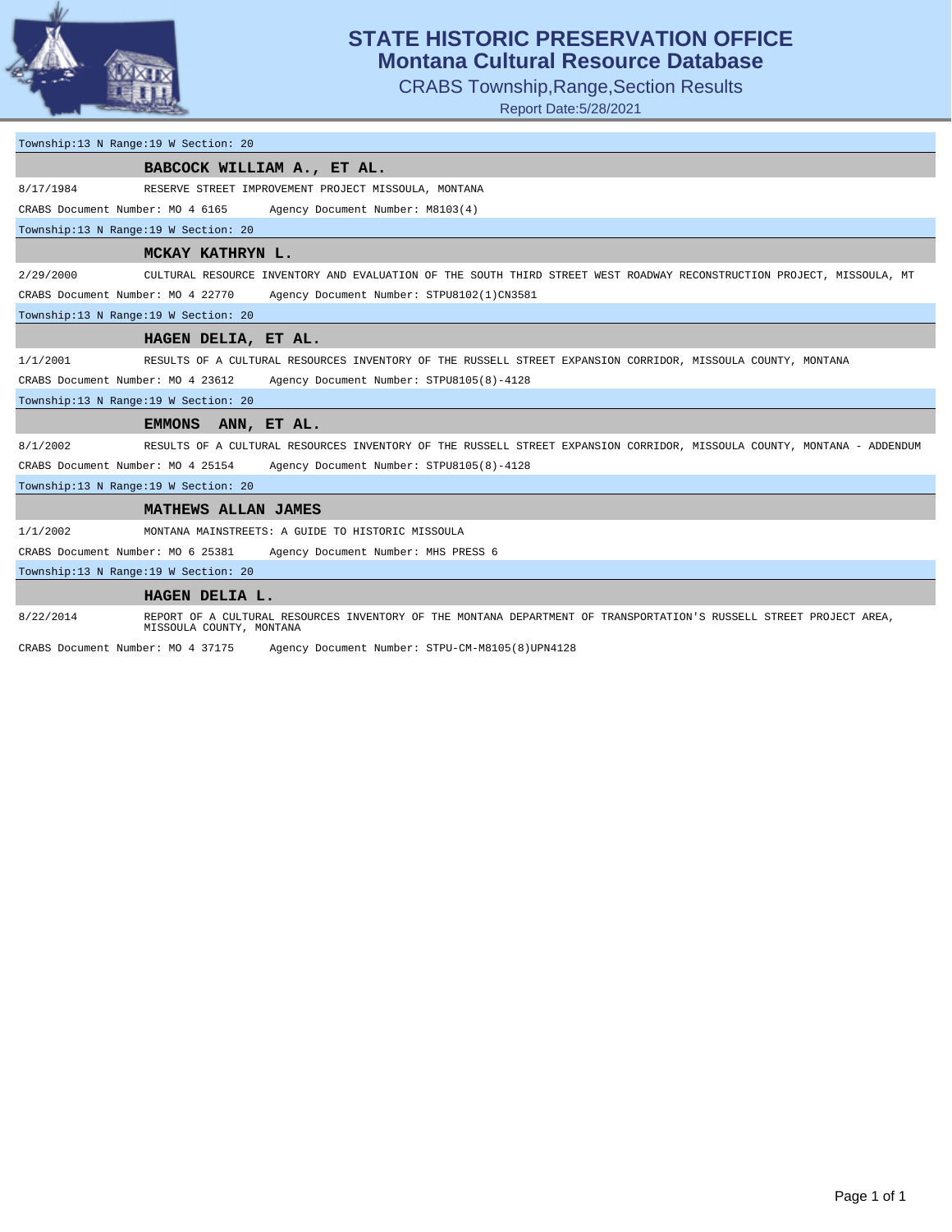# STATE HISTORIC PRESERVATION OFFICE
## Montana Cultural Resource Database
### CRABS Township,Range,Section Results
Report Date:5/28/2021

Township:13 N Range:19 W Section: 20

**BABCOCK WILLIAM A., ET AL.**

8/17/1984 RESERVE STREET IMPROVEMENT PROJECT MISSOULA, MONTANA

CRABS Document Number: MO 4 6165 Agency Document Number: M8103(4)

Township:13 N Range:19 W Section: 20

**MCKAY KATHRYN L.**

2/29/2000 CULTURAL RESOURCE INVENTORY AND EVALUATION OF THE SOUTH THIRD STREET WEST ROADWAY RECONSTRUCTION PROJECT, MISSOULA, MT

CRABS Document Number: MO 4 22770 Agency Document Number: STPU8102(1)CN3581

Township:13 N Range:19 W Section: 20

**HAGEN DELIA, ET AL.**

1/1/2001 RESULTS OF A CULTURAL RESOURCES INVENTORY OF THE RUSSELL STREET EXPANSION CORRIDOR, MISSOULA COUNTY, MONTANA

CRABS Document Number: MO 4 23612 Agency Document Number: STPU8105(8)-4128

Township:13 N Range:19 W Section: 20

**EMMONS ANN, ET AL.**

8/1/2002 RESULTS OF A CULTURAL RESOURCES INVENTORY OF THE RUSSELL STREET EXPANSION CORRIDOR, MISSOULA COUNTY, MONTANA - ADDENDUM

CRABS Document Number: MO 4 25154 Agency Document Number: STPU8105(8)-4128

Township:13 N Range:19 W Section: 20

**MATHEWS ALLAN JAMES**

1/1/2002 MONTANA MAINSTREETS: A GUIDE TO HISTORIC MISSOULA

CRABS Document Number: MO 6 25381 Agency Document Number: MHS PRESS 6

Township:13 N Range:19 W Section: 20

**HAGEN DELIA L.**

8/22/2014 REPORT OF A CULTURAL RESOURCES INVENTORY OF THE MONTANA DEPARTMENT OF TRANSPORTATION'S RUSSELL STREET PROJECT AREA, MISSOULA COUNTY, MONTANA

CRABS Document Number: MO 4 37175 Agency Document Number: STPU-CM-M8105(8)UPN4128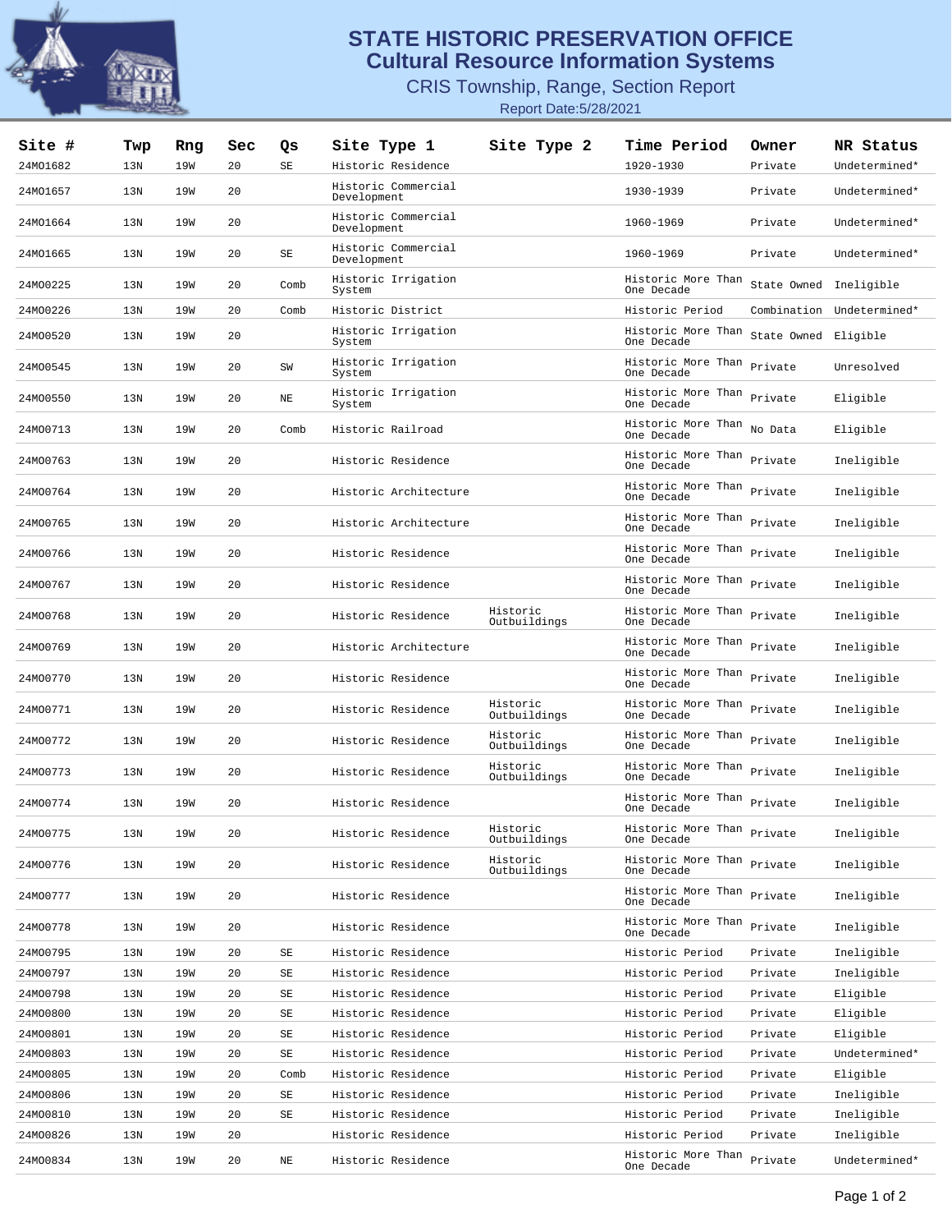# STATE HISTORIC PRESERVATION OFFICE
## Cultural Resource Information Systems
### CRIS Township, Range, Section Report

Report Date:5/28/2021

| Site # | Twp | Rng | Sec | Qs | Site Type 1 | Site Type 2 | Time Period | Owner | NR Status |
|---|---|---|---|---|---|---|---|---|---|
| 24MO1682 | 13N | 19W | 20 | SE | Historic Residence | | 1920-1930 | Private | Undetermined* |
| 24MO1657 | 13N | 19W | 20 | | Historic Commercial Development | | 1930-1939 | Private | Undetermined* |
| 24MO1664 | 13N | 19W | 20 | | Historic Commercial Development | | 1960-1969 | Private | Undetermined* |
| 24MO1665 | 13N | 19W | 20 | SE | Historic Commercial Development | | 1960-1969 | Private | Undetermined* |
| 24MO0225 | 13N | 19W | 20 | Comb | Historic Irrigation System | | Historic More Than One Decade | State Owned | Ineligible |
| 24MO0226 | 13N | 19W | 20 | Comb | Historic District | | Historic Period | Combination | Undetermined* |
| 24MO0520 | 13N | 19W | 20 | | Historic Irrigation System | | Historic More Than One Decade | State Owned | Eligible |
| 24MO0545 | 13N | 19W | 20 | SW | Historic Irrigation System | | Historic More Than One Decade | Private | Unresolved |
| 24MO0550 | 13N | 19W | 20 | NE | Historic Irrigation System | | Historic More Than One Decade | Private | Eligible |
| 24MO0713 | 13N | 19W | 20 | Comb | Historic Railroad | | Historic More Than One Decade | No Data | Eligible |
| 24MO0763 | 13N | 19W | 20 | | Historic Residence | | Historic More Than One Decade | Private | Ineligible |
| 24MO0764 | 13N | 19W | 20 | | Historic Architecture | | Historic More Than One Decade | Private | Ineligible |
| 24MO0765 | 13N | 19W | 20 | | Historic Architecture | | Historic More Than One Decade | Private | Ineligible |
| 24MO0766 | 13N | 19W | 20 | | Historic Residence | | Historic More Than One Decade | Private | Ineligible |
| 24MO0767 | 13N | 19W | 20 | | Historic Residence | | Historic More Than One Decade | Private | Ineligible |
| 24MO0768 | 13N | 19W | 20 | | Historic Residence | Historic Outbuildings | Historic More Than One Decade | Private | Ineligible |
| 24MO0769 | 13N | 19W | 20 | | Historic Architecture | | Historic More Than One Decade | Private | Ineligible |
| 24MO0770 | 13N | 19W | 20 | | Historic Residence | | Historic More Than One Decade | Private | Ineligible |
| 24MO0771 | 13N | 19W | 20 | | Historic Residence | Historic Outbuildings | Historic More Than One Decade | Private | Ineligible |
| 24MO0772 | 13N | 19W | 20 | | Historic Residence | Historic Outbuildings | Historic More Than One Decade | Private | Ineligible |
| 24MO0773 | 13N | 19W | 20 | | Historic Residence | Historic Outbuildings | Historic More Than One Decade | Private | Ineligible |
| 24MO0774 | 13N | 19W | 20 | | Historic Residence | | Historic More Than One Decade | Private | Ineligible |
| 24MO0775 | 13N | 19W | 20 | | Historic Residence | Historic Outbuildings | Historic More Than One Decade | Private | Ineligible |
| 24MO0776 | 13N | 19W | 20 | | Historic Residence | Historic Outbuildings | Historic More Than One Decade | Private | Ineligible |
| 24MO0777 | 13N | 19W | 20 | | Historic Residence | | Historic More Than One Decade | Private | Ineligible |
| 24MO0778 | 13N | 19W | 20 | | Historic Residence | | Historic More Than One Decade | Private | Ineligible |
| 24MO0795 | 13N | 19W | 20 | SE | Historic Residence | | Historic Period | Private | Ineligible |
| 24MO0797 | 13N | 19W | 20 | SE | Historic Residence | | Historic Period | Private | Ineligible |
| 24MO0798 | 13N | 19W | 20 | SE | Historic Residence | | Historic Period | Private | Eligible |
| 24MO0800 | 13N | 19W | 20 | SE | Historic Residence | | Historic Period | Private | Eligible |
| 24MO0801 | 13N | 19W | 20 | SE | Historic Residence | | Historic Period | Private | Eligible |
| 24MO0803 | 13N | 19W | 20 | SE | Historic Residence | | Historic Period | Private | Undetermined* |
| 24MO0805 | 13N | 19W | 20 | Comb | Historic Residence | | Historic Period | Private | Eligible |
| 24MO0806 | 13N | 19W | 20 | SE | Historic Residence | | Historic Period | Private | Ineligible |
| 24MO0810 | 13N | 19W | 20 | SE | Historic Residence | | Historic Period | Private | Ineligible |
| 24MO0826 | 13N | 19W | 20 | | Historic Residence | | Historic Period | Private | Ineligible |
| 24MO0834 | 13N | 19W | 20 | NE | Historic Residence | | Historic More Than One Decade | Private | Undetermined* |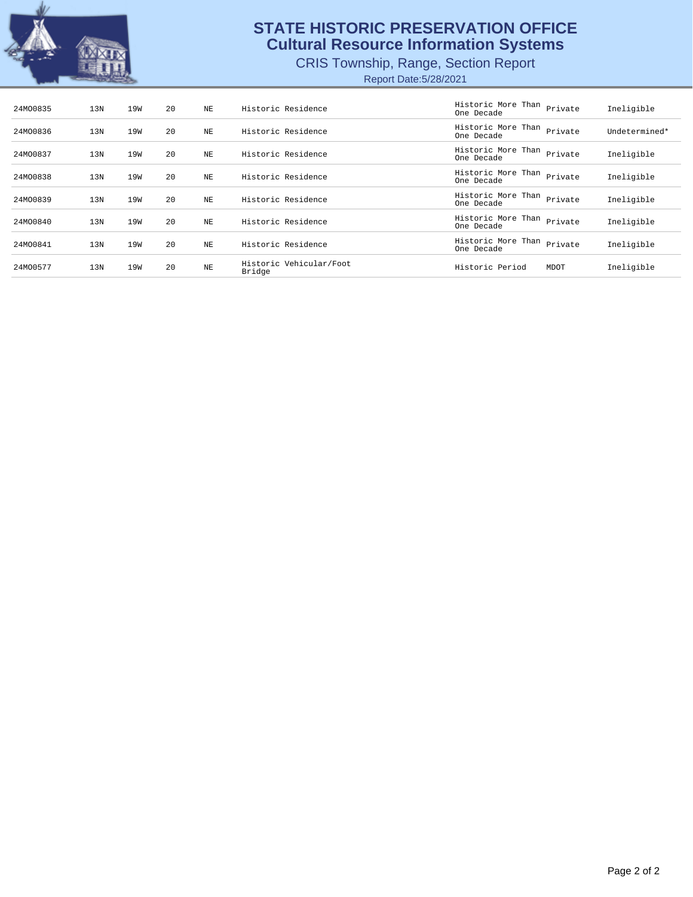# STATE HISTORIC PRESERVATION OFFICE
## Cultural Resource Information Systems
### CRIS Township, Range, Section Report
Report Date:5/28/2021

| | | | | | | | | |
|---|---|---|---|---|---|---|---|---|
| 24MO0835 | 13N | 19W | 20 | NE | Historic Residence | Historic More Than One Decade | Private | Ineligible |
| 24MO0836 | 13N | 19W | 20 | NE | Historic Residence | Historic More Than One Decade | Private | Undetermined* |
| 24MO0837 | 13N | 19W | 20 | NE | Historic Residence | Historic More Than One Decade | Private | Ineligible |
| 24MO0838 | 13N | 19W | 20 | NE | Historic Residence | Historic More Than One Decade | Private | Ineligible |
| 24MO0839 | 13N | 19W | 20 | NE | Historic Residence | Historic More Than One Decade | Private | Ineligible |
| 24MO0840 | 13N | 19W | 20 | NE | Historic Residence | Historic More Than One Decade | Private | Ineligible |
| 24MO0841 | 13N | 19W | 20 | NE | Historic Residence | Historic More Than One Decade | Private | Ineligible |
| 24MO0577 | 13N | 19W | 20 | NE | Historic Vehicular/Foot Bridge | Historic Period | MDOT | Ineligible |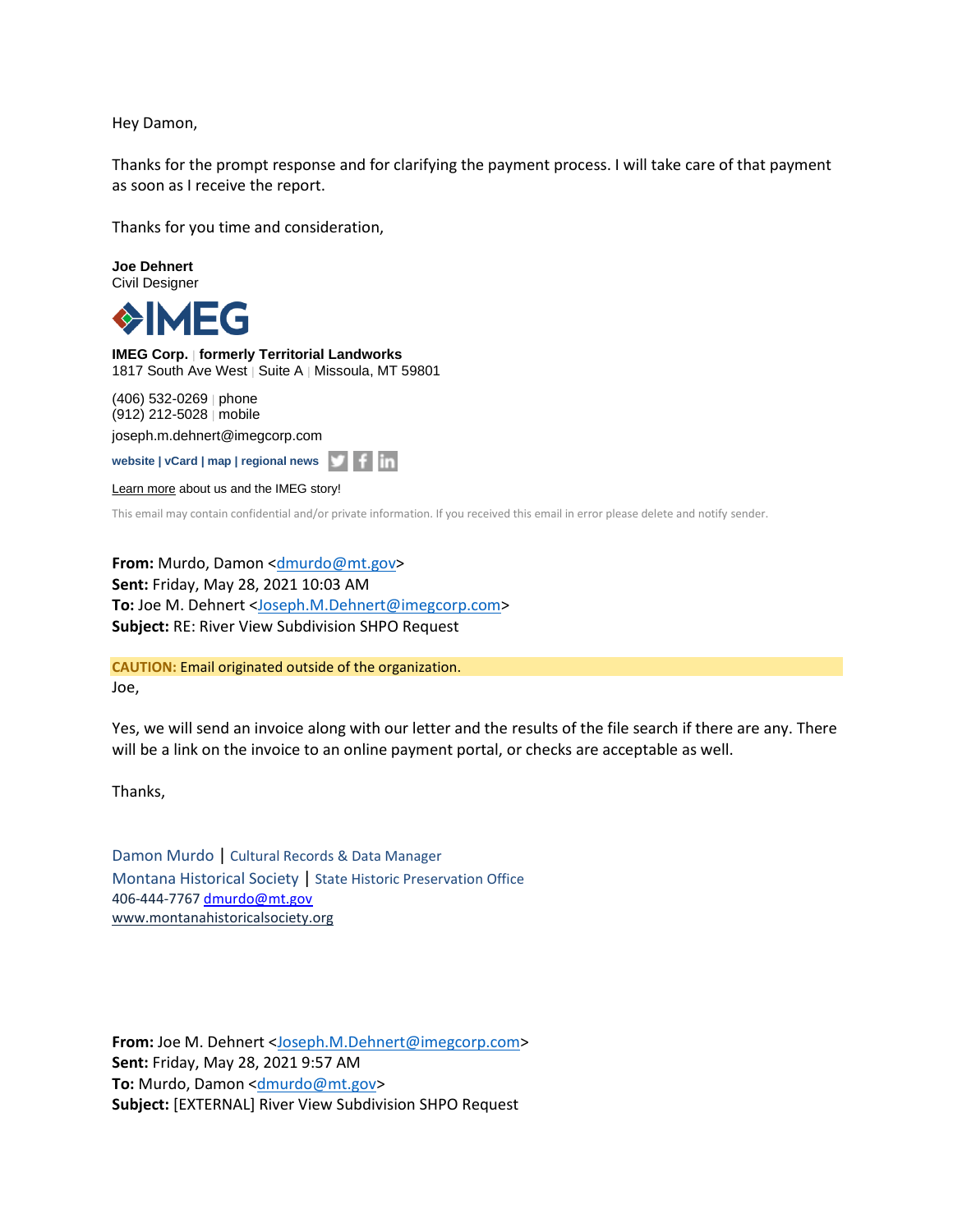Hey Damon,

Thanks for the prompt response and for clarifying the payment process. I will take care of that payment as soon as I receive the report.

Thanks for you time and consideration,

**Joe Dehnert**
Civil Designer

**IMEG Corp.** | **formerly Territorial Landworks**
1817 South Ave West | Suite A | Missoula, MT 59801

(406) 532-0269 | phone
(912) 212-5028 | mobile
joseph.m.dehnert@imegcorp.com

**website | vCard | map | regional news**

Learn more about us and the IMEG story!

This email may contain confidential and/or private information. If you received this email in error please delete and notify sender.

**From:** Murdo, Damon <dmurdo@mt.gov>
**Sent:** Friday, May 28, 2021 10:03 AM
**To:** Joe M. Dehnert <Joseph.M.Dehnert@imegcorp.com>
**Subject:** RE: River View Subdivision SHPO Request

**CAUTION:** Email originated outside of the organization.

Joe,

Yes, we will send an invoice along with our letter and the results of the file search if there are any. There will be a link on the invoice to an online payment portal, or checks are acceptable as well.

Thanks,

Damon Murdo | Cultural Records & Data Manager
Montana Historical Society | State Historic Preservation Office
406-444-7767 dmurdo@mt.gov
www.montanahistoricalsociety.org

**From:** Joe M. Dehnert <Joseph.M.Dehnert@imegcorp.com>
**Sent:** Friday, May 28, 2021 9:57 AM
**To:** Murdo, Damon <dmurdo@mt.gov>
**Subject:** [EXTERNAL] River View Subdivision SHPO Request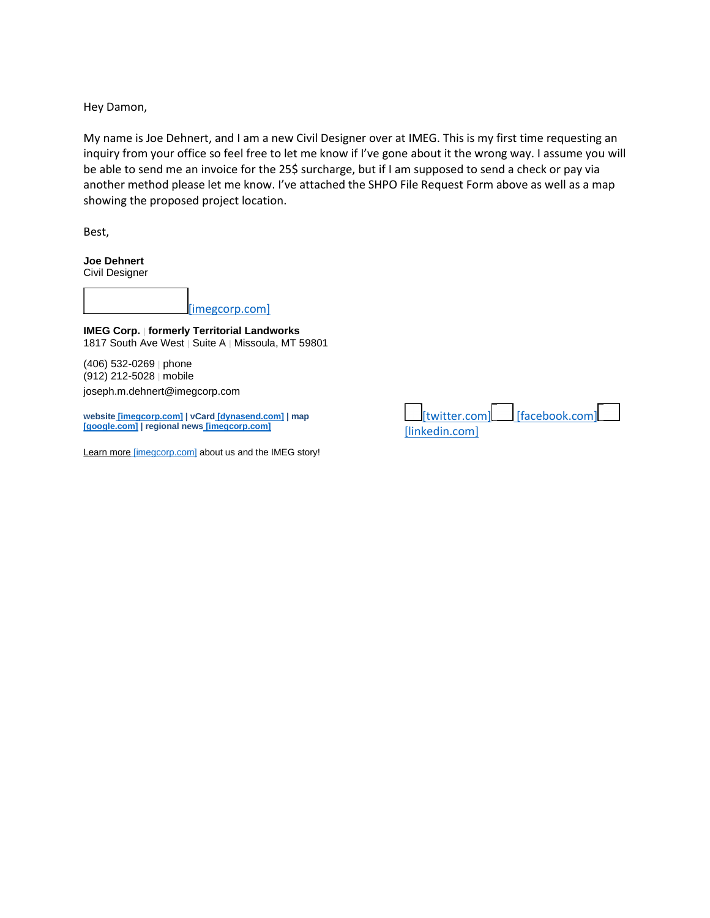Hey Damon,

My name is Joe Dehnert, and I am a new Civil Designer over at IMEG. This is my first time requesting an inquiry from your office so feel free to let me know if I've gone about it the wrong way. I assume you will be able to send me an invoice for the 25$ surcharge, but if I am supposed to send a check or pay via another method please let me know. I've attached the SHPO File Request Form above as well as a map showing the proposed project location.

Best,

**Joe Dehnert**
Civil Designer

[imegcorp.com]

**IMEG Corp.** | **formerly Territorial Landworks**
1817 South Ave West | Suite A | Missoula, MT 59801

(406) 532-0269 | phone
(912) 212-5028 | mobile
joseph.m.dehnert@imegcorp.com

**website [imegcorp.com] | vCard [dynasend.com] | map [google.com] | regional news [imegcorp.com]**

Learn more [imegcorp.com] about us and the IMEG story!

[twitter.com] [facebook.com] [linkedin.com]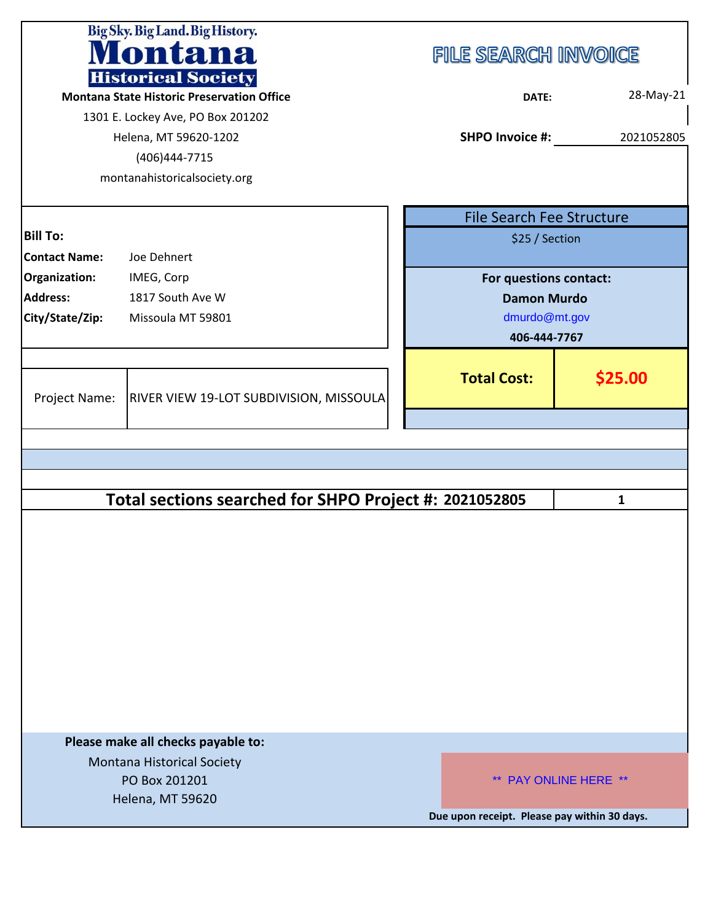Big Sky. Big Land. Big History.

**Montana Historical Society**

**Montana State Historic Preservation Office**

1301 E. Lockey Ave, PO Box 201202

Helena, MT 59620-1202

(406)444-7715

montanahistoricalsociety.org

# FILE SEARCH INVOICE

**DATE:** 28-May-21

**SHPO Invoice #:** 2021052805

**Bill To:**

| | |
|---|---|
| **Contact Name:** | Joe Dehnert |
| **Organization:** | IMEG, Corp |
| **Address:** | 1817 South Ave W |
| **City/State/Zip:** | Missoula MT 59801 |

File Search Fee Structure

$25 / Section

**For questions contact:**

**Damon Murdo**

dmurdo@mt.gov

**406-444-7767**

| | |
|---|---|
| Project Name: | RIVER VIEW 19-LOT SUBDIVISION, MISSOULA |

| | |
|---|---|
| **Total Cost:** | **$25.00** |

| | |
|---|---|
| **Total sections searched for SHPO Project #: 2021052805** | **1** |

**Please make all checks payable to:**

Montana Historical Society

PO Box 201201

Helena, MT 59620

** PAY ONLINE HERE **

**Due upon receipt. Please pay within 30 days.**